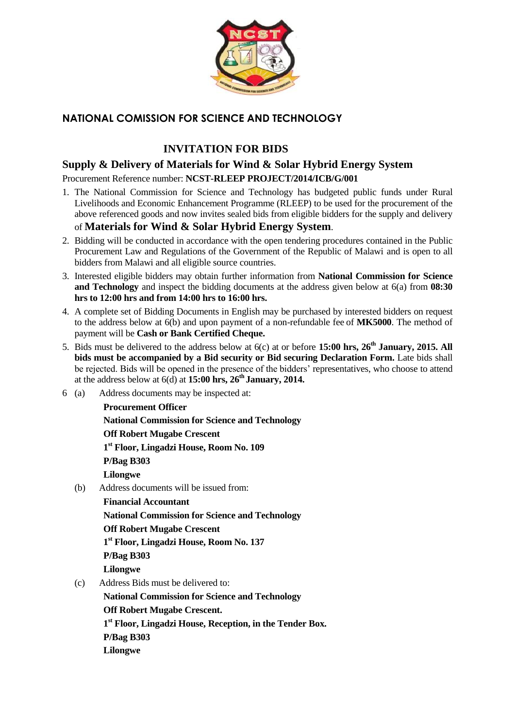## NATIONAL COMISSION FOR SCIENCE AND TECHNOLOGY

# INVITATION FOR BIDS

## Supply & Delivery of Materials for Wind & Solar Hybrid Energy System

Procurement Reference number: **NCST-RLEEP PROJECT/2014/ICB/G/001**

1. The National Commission for Science and Technology has budgeted public funds under Rural Livelihoods and Economic Enhancement Programme (RLEEP) to be used for the procurement of the above referenced goods and now invites sealed bids from eligible bidders for the supply and delivery of **Materials for Wind & Solar Hybrid Energy System**.
2. Bidding will be conducted in accordance with the open tendering procedures contained in the Public Procurement Law and Regulations of the Government of the Republic of Malawi and is open to all bidders from Malawi and all eligible source countries.
3. Interested eligible bidders may obtain further information from **National Commission for Science and Technology** and inspect the bidding documents at the address given below at 6(a) from **08:30 hrs to 12:00 hrs and from 14:00 hrs to 16:00 hrs.**
4. A complete set of Bidding Documents in English may be purchased by interested bidders on request to the address below at 6(b) and upon payment of a non-refundable fee of **MK5000**. The method of payment will be **Cash or Bank Certified Cheque.**
5. Bids must be delivered to the address below at 6(c) at or before **15:00 hrs, 26th January, 2015. All bids must be accompanied by a Bid security or Bid securing Declaration Form.** Late bids shall be rejected. Bids will be opened in the presence of the bidders' representatives, who choose to attend at the address below at 6(d) at **15:00 hrs, 26th January, 2014.**
6. (a) Address documents may be inspected at:

   **Procurement Officer**
   **National Commission for Science and Technology**
   **Off Robert Mugabe Crescent**
   **1st Floor, Lingadzi House, Room No. 109**
   **P/Bag B303**
   **Lilongwe**

   (b) Address documents will be issued from:

   **Financial Accountant**
   **National Commission for Science and Technology**
   **Off Robert Mugabe Crescent**
   **1st Floor, Lingadzi House, Room No. 137**
   **P/Bag B303**
   **Lilongwe**

   (c) Address Bids must be delivered to:

   **National Commission for Science and Technology**
   **Off Robert Mugabe Crescent.**
   **1st Floor, Lingadzi House, Reception, in the Tender Box.**
   **P/Bag B303**
   **Lilongwe**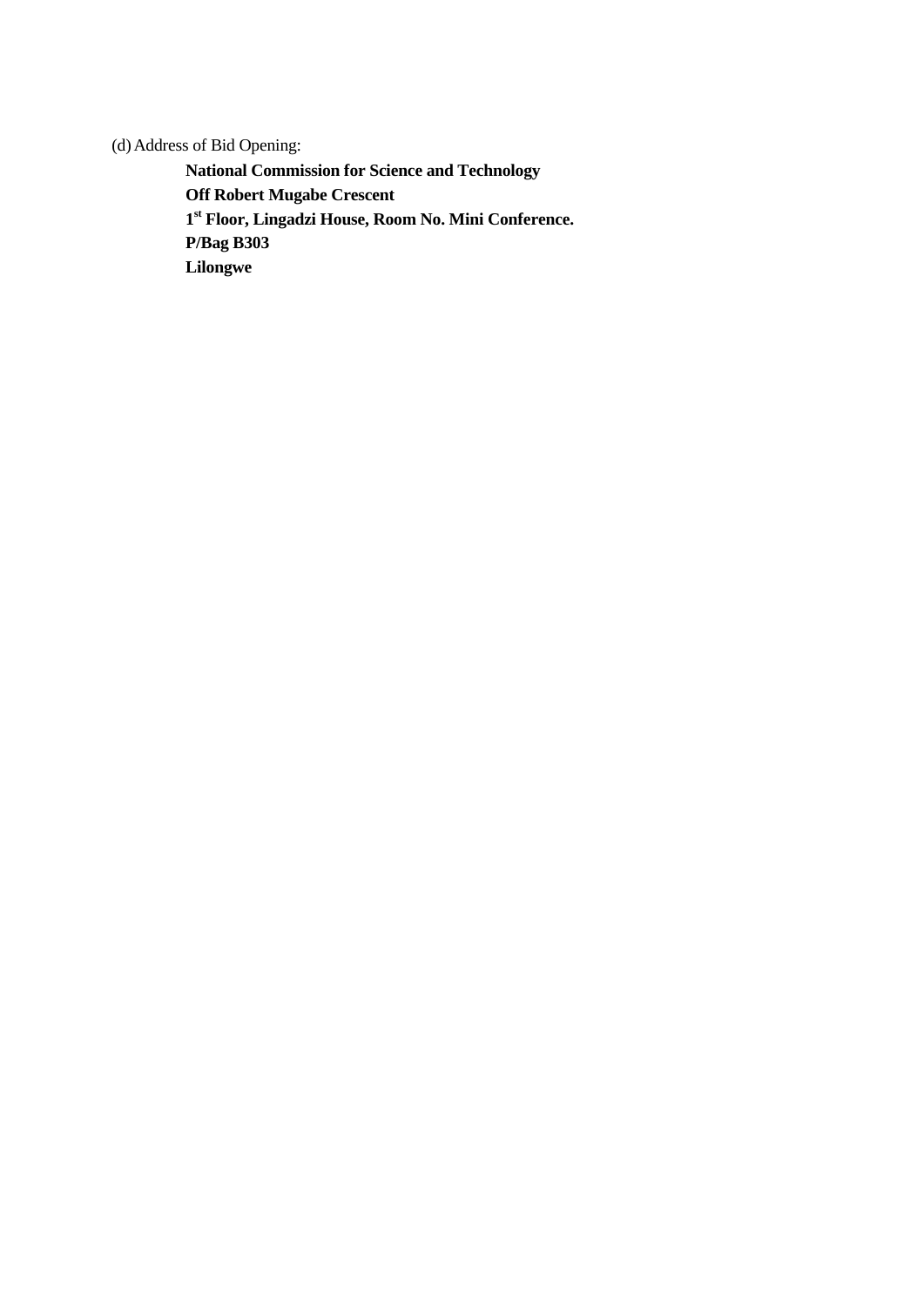(d) Address of Bid Opening:

**National Commission for Science and Technology**
**Off Robert Mugabe Crescent**
**1st Floor, Lingadzi House, Room No. Mini Conference.**
**P/Bag B303**
**Lilongwe**